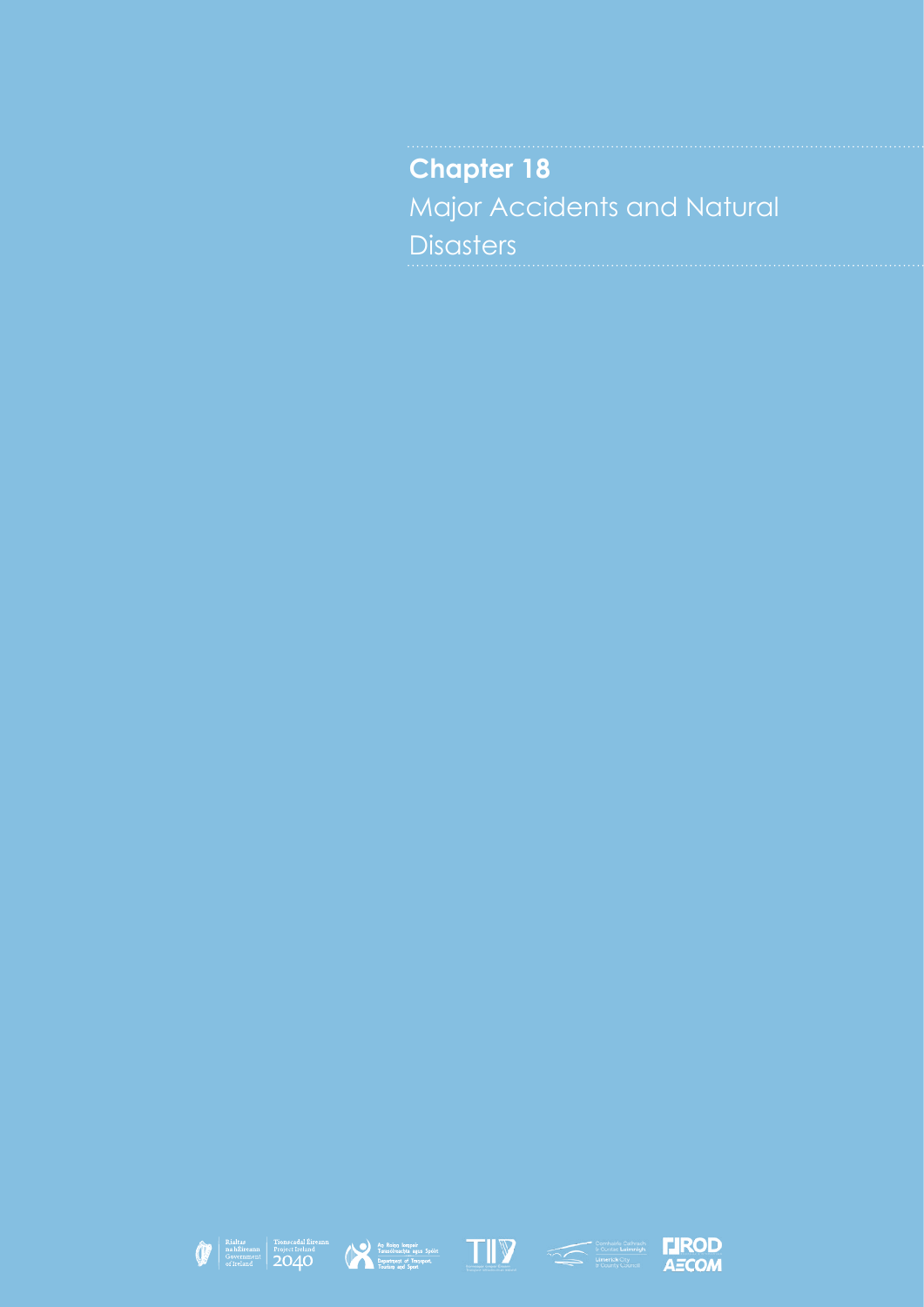# Chapter 18

Major Accidents and Natural Disasters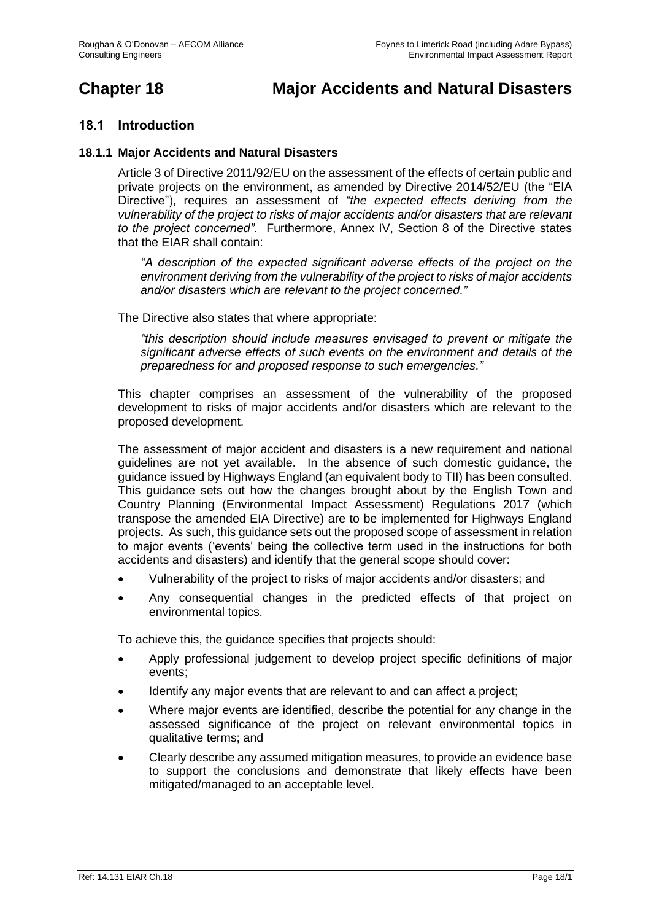# Chapter 18 Major Accidents and Natural Disasters

## 18.1 Introduction

### 18.1.1 Major Accidents and Natural Disasters

Article 3 of Directive 2011/92/EU on the assessment of the effects of certain public and private projects on the environment, as amended by Directive 2014/52/EU (the "EIA Directive"), requires an assessment of *"the expected effects deriving from the vulnerability of the project to risks of major accidents and/or disasters that are relevant to the project concerned"*. Furthermore, Annex IV, Section 8 of the Directive states that the EIAR shall contain:

> *"A description of the expected significant adverse effects of the project on the environment deriving from the vulnerability of the project to risks of major accidents and/or disasters which are relevant to the project concerned."*

The Directive also states that where appropriate:

> *"this description should include measures envisaged to prevent or mitigate the significant adverse effects of such events on the environment and details of the preparedness for and proposed response to such emergencies."*

This chapter comprises an assessment of the vulnerability of the proposed development to risks of major accidents and/or disasters which are relevant to the proposed development.

The assessment of major accident and disasters is a new requirement and national guidelines are not yet available. In the absence of such domestic guidance, the guidance issued by Highways England (an equivalent body to TII) has been consulted. This guidance sets out how the changes brought about by the English Town and Country Planning (Environmental Impact Assessment) Regulations 2017 (which transpose the amended EIA Directive) are to be implemented for Highways England projects. As such, this guidance sets out the proposed scope of assessment in relation to major events ('events' being the collective term used in the instructions for both accidents and disasters) and identify that the general scope should cover:

- Vulnerability of the project to risks of major accidents and/or disasters; and
- Any consequential changes in the predicted effects of that project on environmental topics.

To achieve this, the guidance specifies that projects should:

- Apply professional judgement to develop project specific definitions of major events;
- Identify any major events that are relevant to and can affect a project;
- Where major events are identified, describe the potential for any change in the assessed significance of the project on relevant environmental topics in qualitative terms; and
- Clearly describe any assumed mitigation measures, to provide an evidence base to support the conclusions and demonstrate that likely effects have been mitigated/managed to an acceptable level.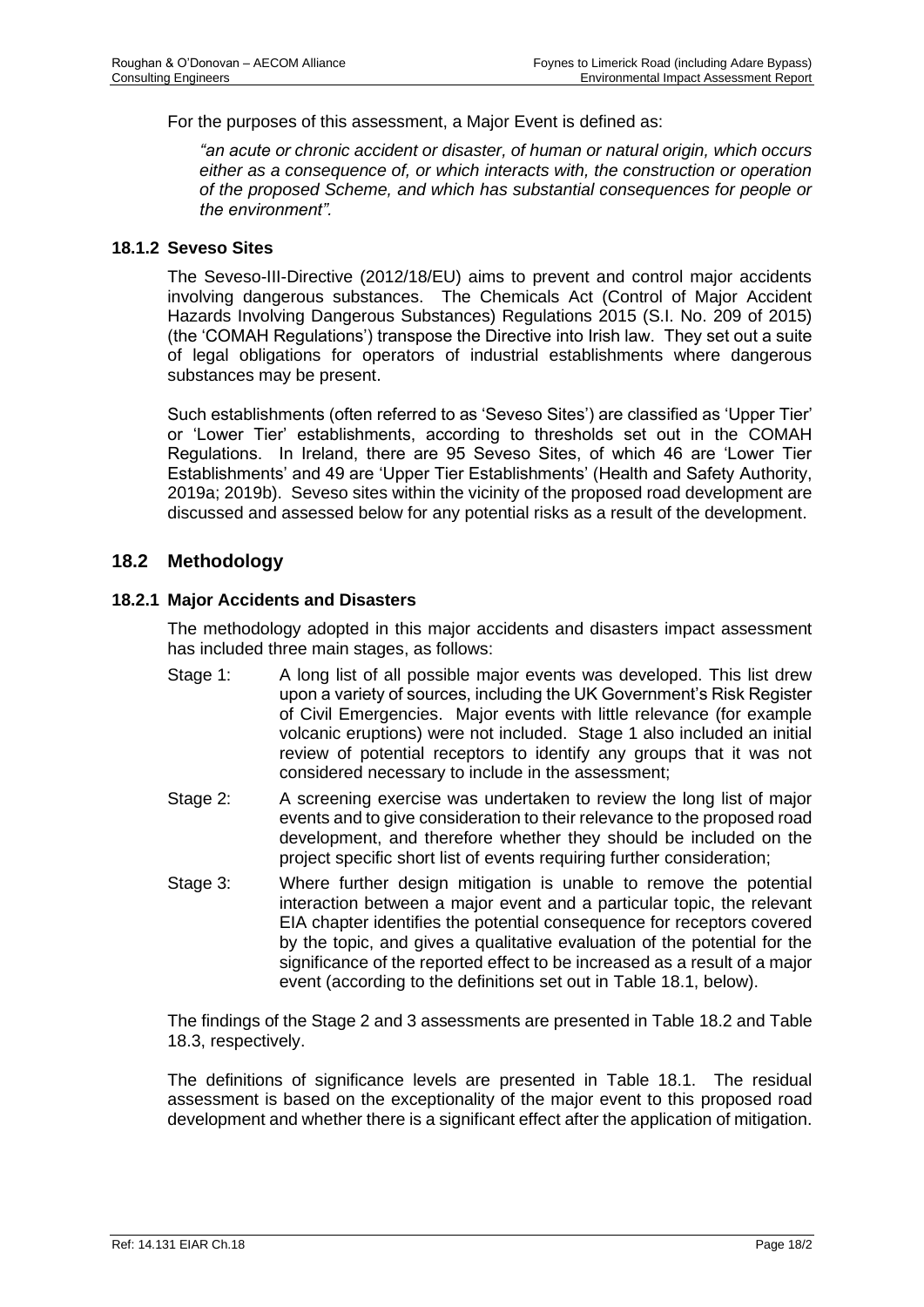For the purposes of this assessment, a Major Event is defined as:

*"an acute or chronic accident or disaster, of human or natural origin, which occurs either as a consequence of, or which interacts with, the construction or operation of the proposed Scheme, and which has substantial consequences for people or the environment".*

### 18.1.2 Seveso Sites

The Seveso-III-Directive (2012/18/EU) aims to prevent and control major accidents involving dangerous substances. The Chemicals Act (Control of Major Accident Hazards Involving Dangerous Substances) Regulations 2015 (S.I. No. 209 of 2015) (the 'COMAH Regulations') transpose the Directive into Irish law. They set out a suite of legal obligations for operators of industrial establishments where dangerous substances may be present.

Such establishments (often referred to as 'Seveso Sites') are classified as 'Upper Tier' or 'Lower Tier' establishments, according to thresholds set out in the COMAH Regulations. In Ireland, there are 95 Seveso Sites, of which 46 are 'Lower Tier Establishments' and 49 are 'Upper Tier Establishments' (Health and Safety Authority, 2019a; 2019b). Seveso sites within the vicinity of the proposed road development are discussed and assessed below for any potential risks as a result of the development.

## 18.2 Methodology

### 18.2.1 Major Accidents and Disasters

The methodology adopted in this major accidents and disasters impact assessment has included three main stages, as follows:

- Stage 1: A long list of all possible major events was developed. This list drew upon a variety of sources, including the UK Government's Risk Register of Civil Emergencies. Major events with little relevance (for example volcanic eruptions) were not included. Stage 1 also included an initial review of potential receptors to identify any groups that it was not considered necessary to include in the assessment;
- Stage 2: A screening exercise was undertaken to review the long list of major events and to give consideration to their relevance to the proposed road development, and therefore whether they should be included on the project specific short list of events requiring further consideration;
- Stage 3: Where further design mitigation is unable to remove the potential interaction between a major event and a particular topic, the relevant EIA chapter identifies the potential consequence for receptors covered by the topic, and gives a qualitative evaluation of the potential for the significance of the reported effect to be increased as a result of a major event (according to the definitions set out in Table 18.1, below).

The findings of the Stage 2 and 3 assessments are presented in Table 18.2 and Table 18.3, respectively.

The definitions of significance levels are presented in Table 18.1. The residual assessment is based on the exceptionality of the major event to this proposed road development and whether there is a significant effect after the application of mitigation.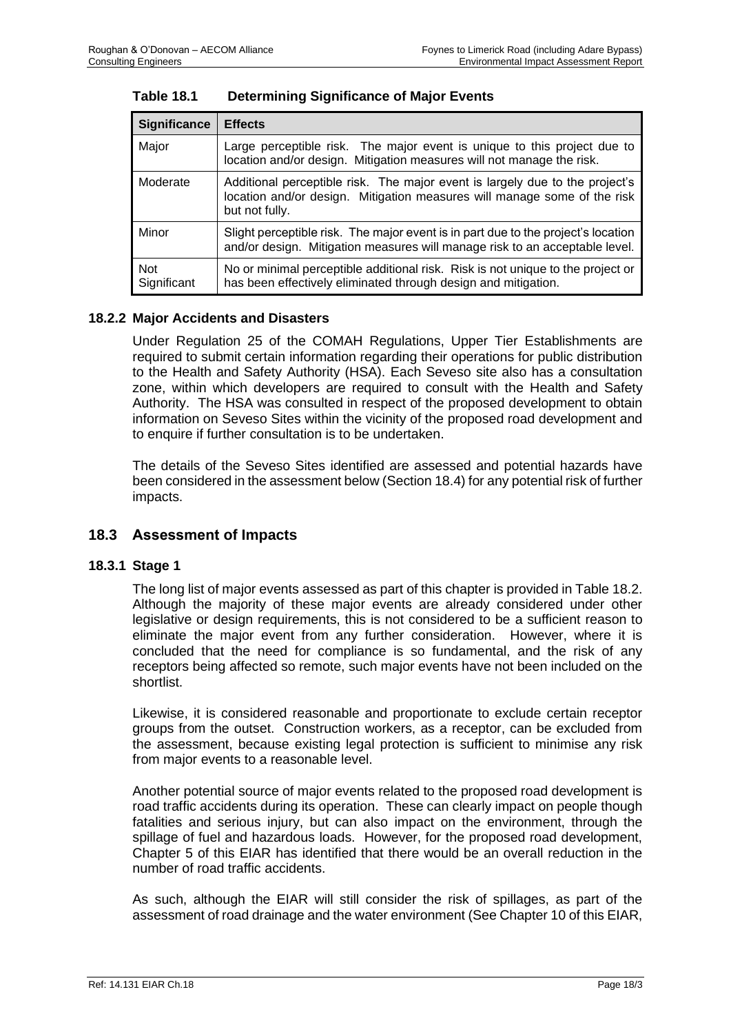**Table 18.1 Determining Significance of Major Events**

| Significance | Effects |
|---|---|
| Major | Large perceptible risk. The major event is unique to this project due to location and/or design. Mitigation measures will not manage the risk. |
| Moderate | Additional perceptible risk. The major event is largely due to the project's location and/or design. Mitigation measures will manage some of the risk but not fully. |
| Minor | Slight perceptible risk. The major event is in part due to the project's location and/or design. Mitigation measures will manage risk to an acceptable level. |
| Not Significant | No or minimal perceptible additional risk. Risk is not unique to the project or has been effectively eliminated through design and mitigation. |

### 18.2.2 Major Accidents and Disasters

Under Regulation 25 of the COMAH Regulations, Upper Tier Establishments are required to submit certain information regarding their operations for public distribution to the Health and Safety Authority (HSA). Each Seveso site also has a consultation zone, within which developers are required to consult with the Health and Safety Authority. The HSA was consulted in respect of the proposed development to obtain information on Seveso Sites within the vicinity of the proposed road development and to enquire if further consultation is to be undertaken.

The details of the Seveso Sites identified are assessed and potential hazards have been considered in the assessment below (Section 18.4) for any potential risk of further impacts.

## 18.3 Assessment of Impacts

### 18.3.1 Stage 1

The long list of major events assessed as part of this chapter is provided in Table 18.2. Although the majority of these major events are already considered under other legislative or design requirements, this is not considered to be a sufficient reason to eliminate the major event from any further consideration. However, where it is concluded that the need for compliance is so fundamental, and the risk of any receptors being affected so remote, such major events have not been included on the shortlist.

Likewise, it is considered reasonable and proportionate to exclude certain receptor groups from the outset. Construction workers, as a receptor, can be excluded from the assessment, because existing legal protection is sufficient to minimise any risk from major events to a reasonable level.

Another potential source of major events related to the proposed road development is road traffic accidents during its operation. These can clearly impact on people though fatalities and serious injury, but can also impact on the environment, through the spillage of fuel and hazardous loads. However, for the proposed road development, Chapter 5 of this EIAR has identified that there would be an overall reduction in the number of road traffic accidents.

As such, although the EIAR will still consider the risk of spillages, as part of the assessment of road drainage and the water environment (See Chapter 10 of this EIAR,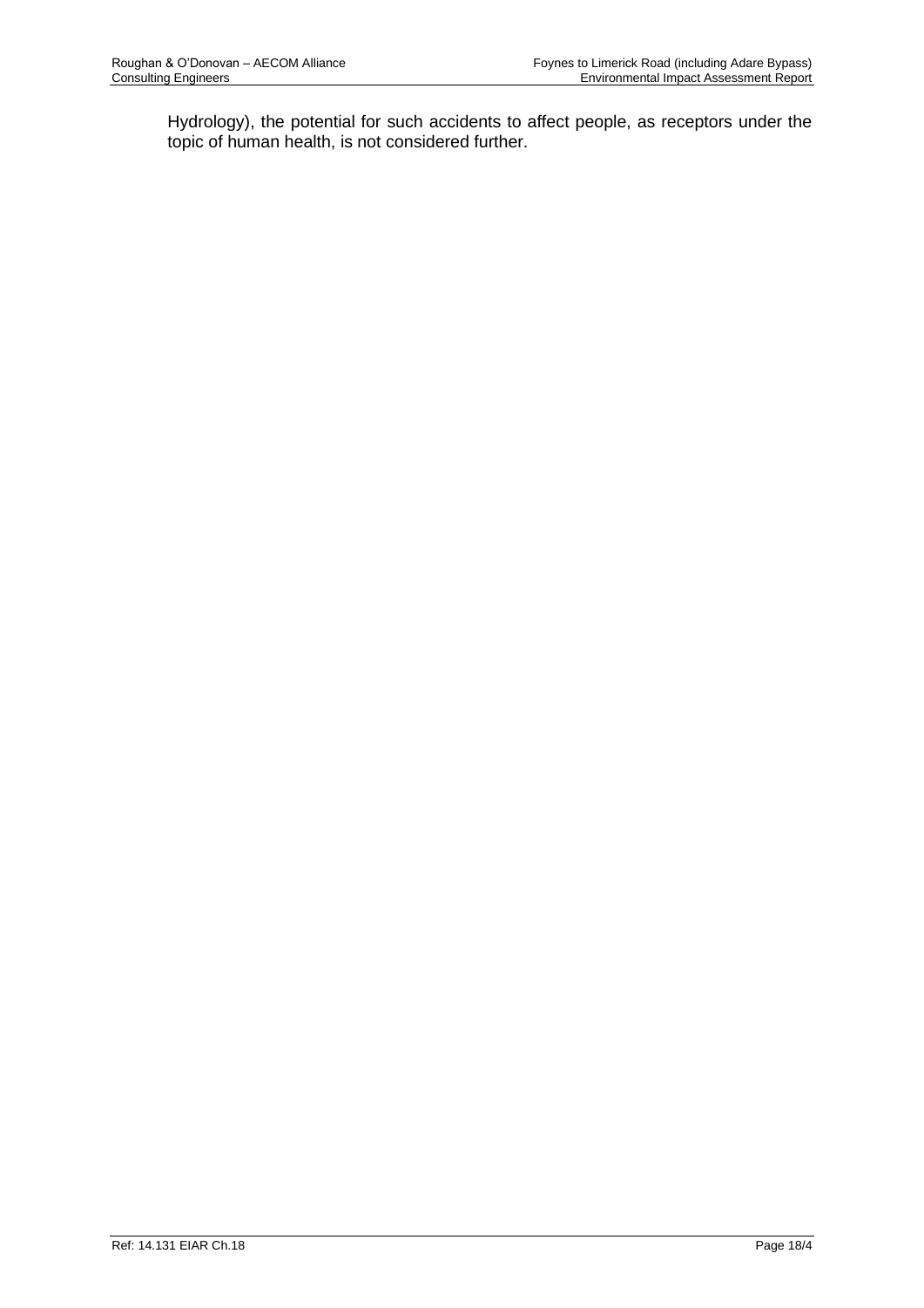Hydrology), the potential for such accidents to affect people, as receptors under the topic of human health, is not considered further.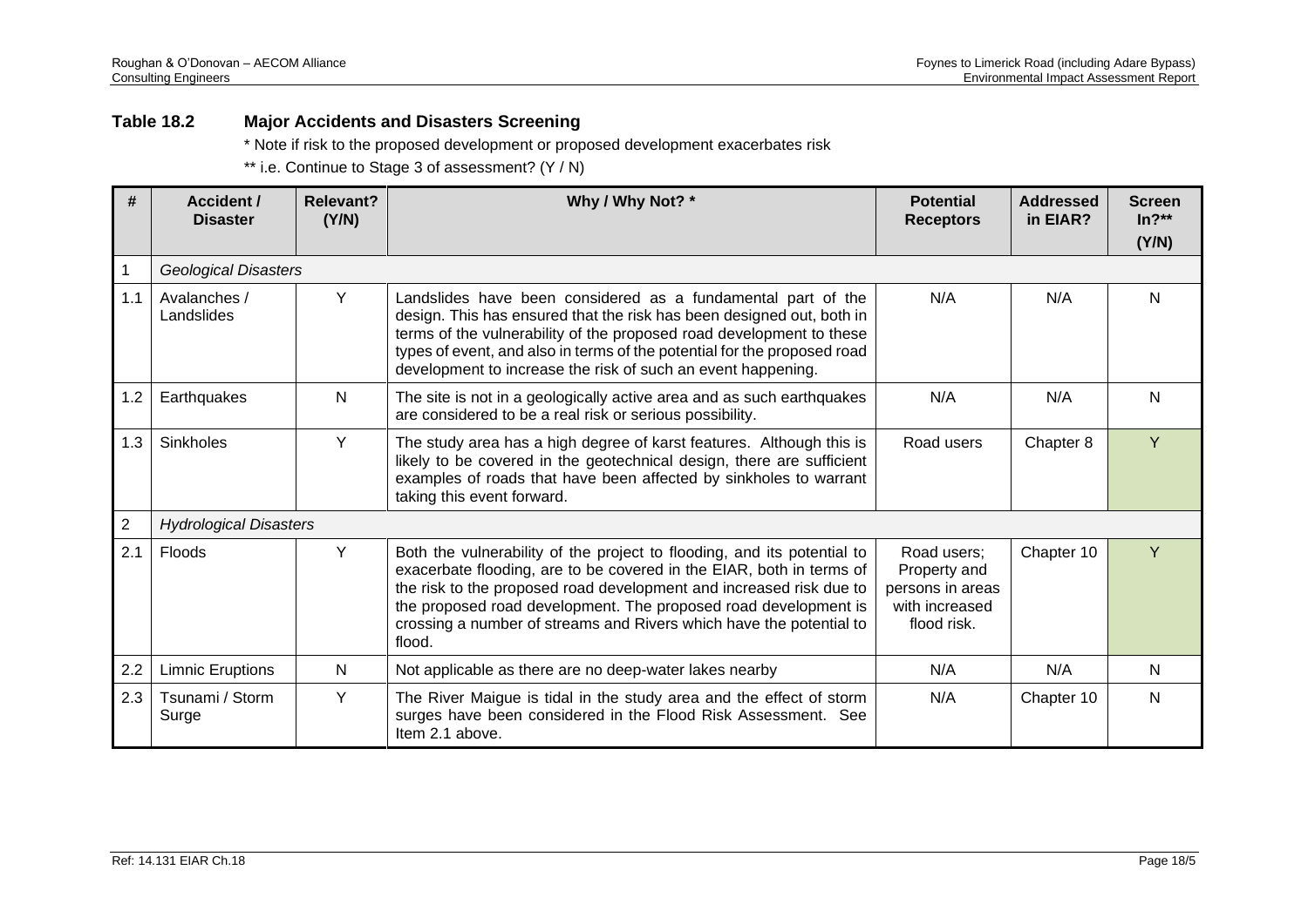## Table 18.2 Major Accidents and Disasters Screening

\* Note if risk to the proposed development or proposed development exacerbates risk

\*\* i.e. Continue to Stage 3 of assessment? (Y / N)

| # | Accident / Disaster | Relevant? (Y/N) | Why / Why Not? * | Potential Receptors | Addressed in EIAR? | Screen In?** (Y/N) |
|---|---|---|---|---|---|---|
| 1 | *Geological Disasters* | | | | | |
| 1.1 | Avalanches / Landslides | Y | Landslides have been considered as a fundamental part of the design. This has ensured that the risk has been designed out, both in terms of the vulnerability of the proposed road development to these types of event, and also in terms of the potential for the proposed road development to increase the risk of such an event happening. | N/A | N/A | N |
| 1.2 | Earthquakes | N | The site is not in a geologically active area and as such earthquakes are considered to be a real risk or serious possibility. | N/A | N/A | N |
| 1.3 | Sinkholes | Y | The study area has a high degree of karst features. Although this is likely to be covered in the geotechnical design, there are sufficient examples of roads that have been affected by sinkholes to warrant taking this event forward. | Road users | Chapter 8 | Y |
| 2 | *Hydrological Disasters* | | | | | |
| 2.1 | Floods | Y | Both the vulnerability of the project to flooding, and its potential to exacerbate flooding, are to be covered in the EIAR, both in terms of the risk to the proposed road development and increased risk due to the proposed road development. The proposed road development is crossing a number of streams and Rivers which have the potential to flood. | Road users; Property and persons in areas with increased flood risk. | Chapter 10 | Y |
| 2.2 | Limnic Eruptions | N | Not applicable as there are no deep-water lakes nearby | N/A | N/A | N |
| 2.3 | Tsunami / Storm Surge | Y | The River Maigue is tidal in the study area and the effect of storm surges have been considered in the Flood Risk Assessment. See Item 2.1 above. | N/A | Chapter 10 | N |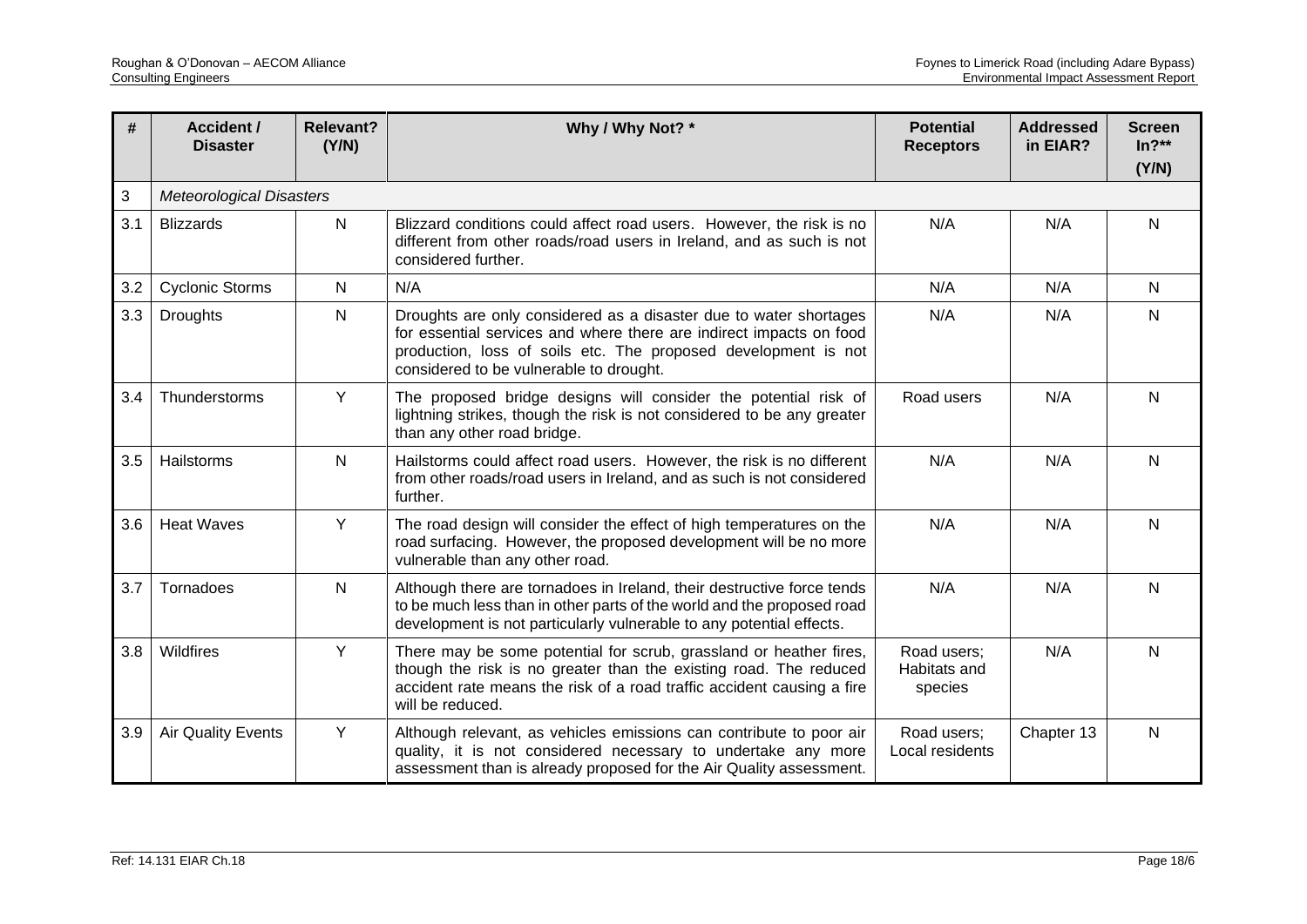| # | Accident / Disaster | Relevant? (Y/N) | Why / Why Not? * | Potential Receptors | Addressed in EIAR? | Screen In?** (Y/N) |
|---|---|---|---|---|---|---|
| 3 | *Meteorological Disasters* | | | | | |
| 3.1 | Blizzards | N | Blizzard conditions could affect road users. However, the risk is no different from other roads/road users in Ireland, and as such is not considered further. | N/A | N/A | N |
| 3.2 | Cyclonic Storms | N | N/A | N/A | N/A | N |
| 3.3 | Droughts | N | Droughts are only considered as a disaster due to water shortages for essential services and where there are indirect impacts on food production, loss of soils etc. The proposed development is not considered to be vulnerable to drought. | N/A | N/A | N |
| 3.4 | Thunderstorms | Y | The proposed bridge designs will consider the potential risk of lightning strikes, though the risk is not considered to be any greater than any other road bridge. | Road users | N/A | N |
| 3.5 | Hailstorms | N | Hailstorms could affect road users. However, the risk is no different from other roads/road users in Ireland, and as such is not considered further. | N/A | N/A | N |
| 3.6 | Heat Waves | Y | The road design will consider the effect of high temperatures on the road surfacing. However, the proposed development will be no more vulnerable than any other road. | N/A | N/A | N |
| 3.7 | Tornadoes | N | Although there are tornadoes in Ireland, their destructive force tends to be much less than in other parts of the world and the proposed road development is not particularly vulnerable to any potential effects. | N/A | N/A | N |
| 3.8 | Wildfires | Y | There may be some potential for scrub, grassland or heather fires, though the risk is no greater than the existing road. The reduced accident rate means the risk of a road traffic accident causing a fire will be reduced. | Road users; Habitats and species | N/A | N |
| 3.9 | Air Quality Events | Y | Although relevant, as vehicles emissions can contribute to poor air quality, it is not considered necessary to undertake any more assessment than is already proposed for the Air Quality assessment. | Road users; Local residents | Chapter 13 | N |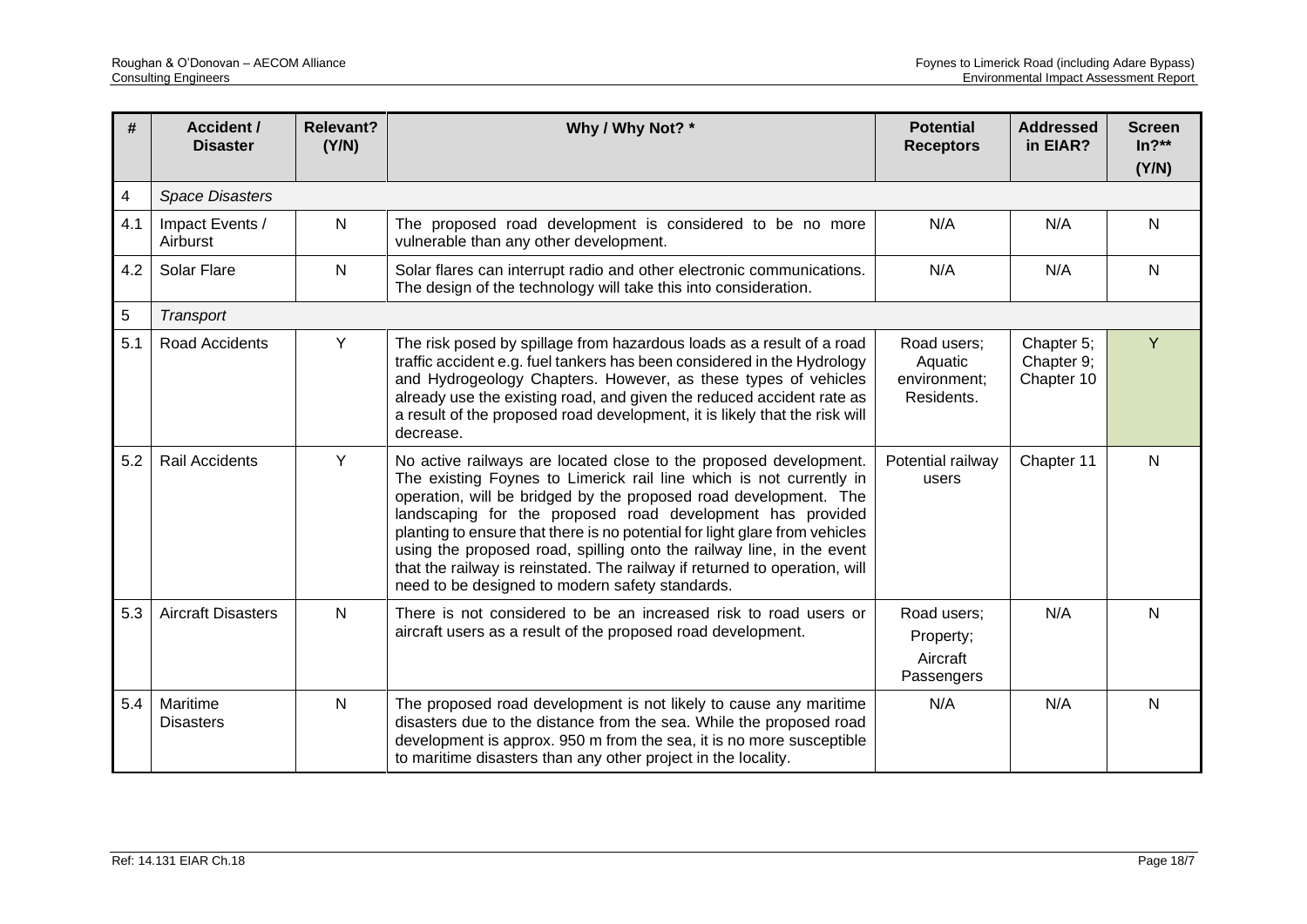| # | Accident / Disaster | Relevant? (Y/N) | Why / Why Not? * | Potential Receptors | Addressed in EIAR? | Screen In?** (Y/N) |
|---|---|---|---|---|---|---|
| 4 | *Space Disasters* | | | | | |
| 4.1 | Impact Events / Airburst | N | The proposed road development is considered to be no more vulnerable than any other development. | N/A | N/A | N |
| 4.2 | Solar Flare | N | Solar flares can interrupt radio and other electronic communications. The design of the technology will take this into consideration. | N/A | N/A | N |
| 5 | *Transport* | | | | | |
| 5.1 | Road Accidents | Y | The risk posed by spillage from hazardous loads as a result of a road traffic accident e.g. fuel tankers has been considered in the Hydrology and Hydrogeology Chapters. However, as these types of vehicles already use the existing road, and given the reduced accident rate as a result of the proposed road development, it is likely that the risk will decrease. | Road users; Aquatic environment; Residents. | Chapter 5; Chapter 9; Chapter 10 | Y |
| 5.2 | Rail Accidents | Y | No active railways are located close to the proposed development. The existing Foynes to Limerick rail line which is not currently in operation, will be bridged by the proposed road development. The landscaping for the proposed road development has provided planting to ensure that there is no potential for light glare from vehicles using the proposed road, spilling onto the railway line, in the event that the railway is reinstated. The railway if returned to operation, will need to be designed to modern safety standards. | Potential railway users | Chapter 11 | N |
| 5.3 | Aircraft Disasters | N | There is not considered to be an increased risk to road users or aircraft users as a result of the proposed road development. | Road users; Property; Aircraft Passengers | N/A | N |
| 5.4 | Maritime Disasters | N | The proposed road development is not likely to cause any maritime disasters due to the distance from the sea. While the proposed road development is approx. 950 m from the sea, it is no more susceptible to maritime disasters than any other project in the locality. | N/A | N/A | N |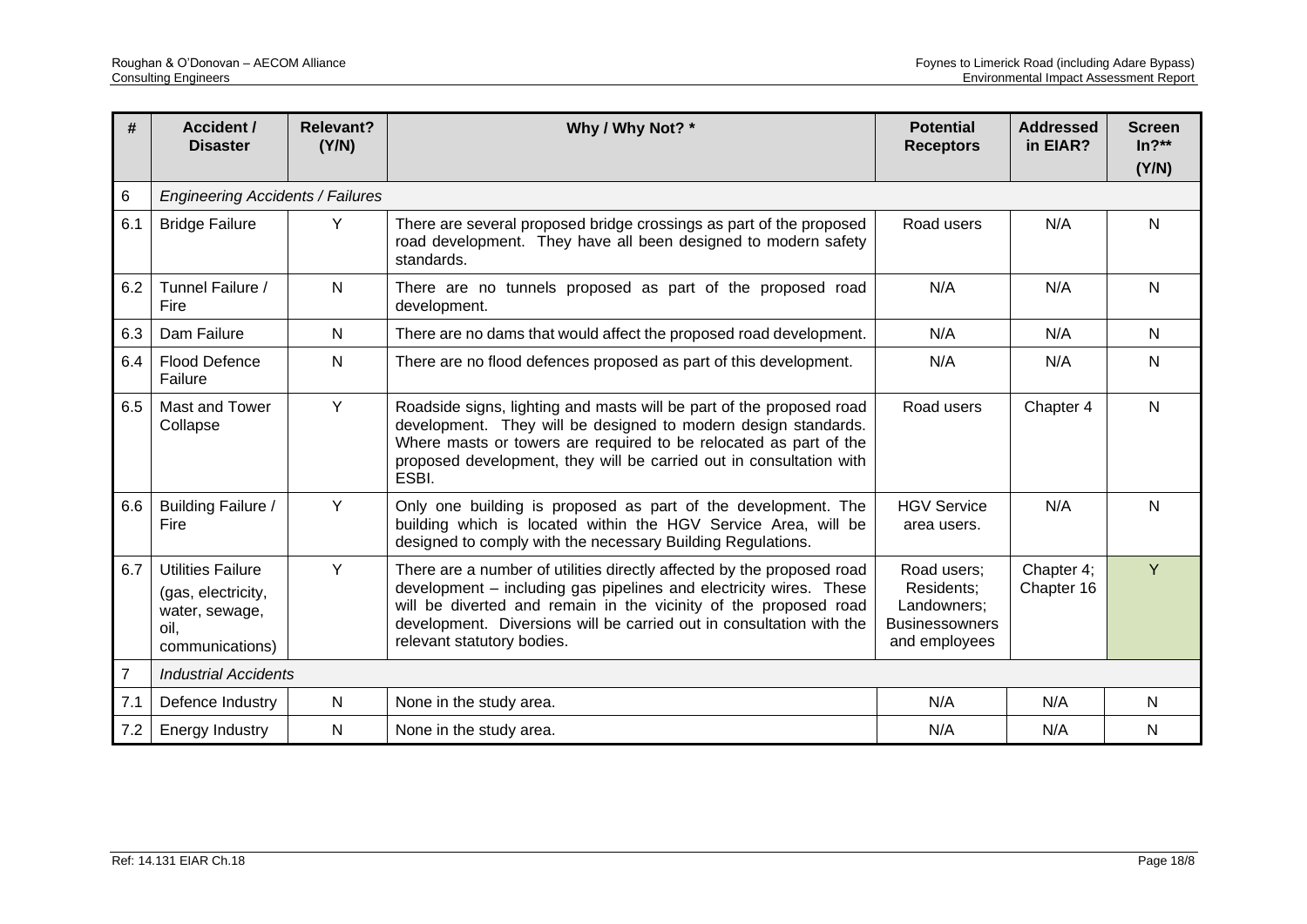| # | Accident / Disaster | Relevant? (Y/N) | Why / Why Not? * | Potential Receptors | Addressed in EIAR? | Screen In?** (Y/N) |
|---|---|---|---|---|---|---|
| 6 | *Engineering Accidents / Failures* | | | | | |
| 6.1 | Bridge Failure | Y | There are several proposed bridge crossings as part of the proposed road development. They have all been designed to modern safety standards. | Road users | N/A | N |
| 6.2 | Tunnel Failure / Fire | N | There are no tunnels proposed as part of the proposed road development. | N/A | N/A | N |
| 6.3 | Dam Failure | N | There are no dams that would affect the proposed road development. | N/A | N/A | N |
| 6.4 | Flood Defence Failure | N | There are no flood defences proposed as part of this development. | N/A | N/A | N |
| 6.5 | Mast and Tower Collapse | Y | Roadside signs, lighting and masts will be part of the proposed road development. They will be designed to modern design standards. Where masts or towers are required to be relocated as part of the proposed development, they will be carried out in consultation with ESBI. | Road users | Chapter 4 | N |
| 6.6 | Building Failure / Fire | Y | Only one building is proposed as part of the development. The building which is located within the HGV Service Area, will be designed to comply with the necessary Building Regulations. | HGV Service area users. | N/A | N |
| 6.7 | Utilities Failure (gas, electricity, water, sewage, oil, communications) | Y | There are a number of utilities directly affected by the proposed road development – including gas pipelines and electricity wires. These will be diverted and remain in the vicinity of the proposed road development. Diversions will be carried out in consultation with the relevant statutory bodies. | Road users; Residents; Landowners; Businessowners and employees | Chapter 4; Chapter 16 | Y |
| 7 | *Industrial Accidents* | | | | | |
| 7.1 | Defence Industry | N | None in the study area. | N/A | N/A | N |
| 7.2 | Energy Industry | N | None in the study area. | N/A | N/A | N |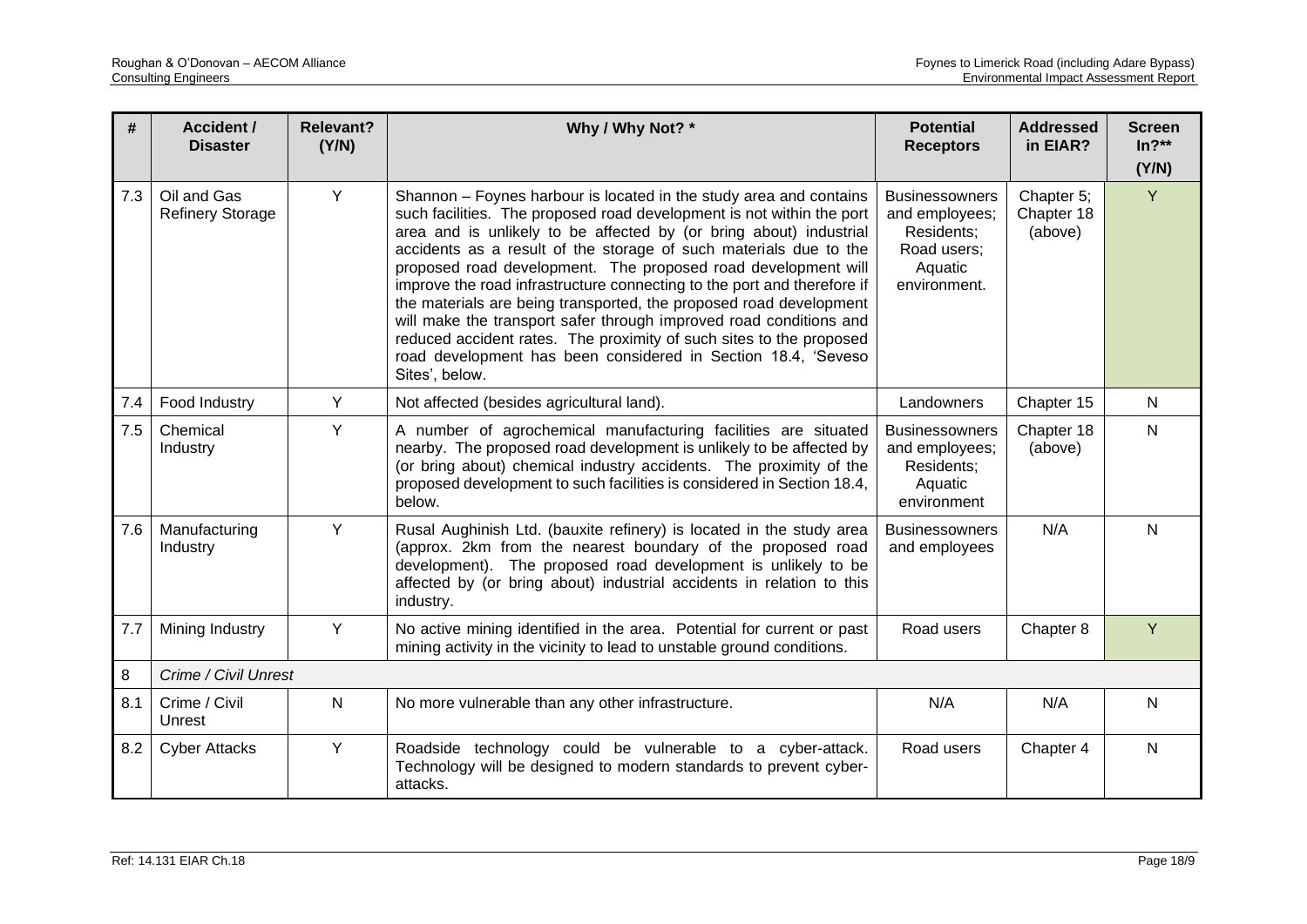| # | Accident / Disaster | Relevant? (Y/N) | Why / Why Not? * | Potential Receptors | Addressed in EIAR? | Screen In?** (Y/N) |
|---|---|---|---|---|---|---|
| 7.3 | Oil and Gas Refinery Storage | Y | Shannon – Foynes harbour is located in the study area and contains such facilities. The proposed road development is not within the port area and is unlikely to be affected by (or bring about) industrial accidents as a result of the storage of such materials due to the proposed road development. The proposed road development will improve the road infrastructure connecting to the port and therefore if the materials are being transported, the proposed road development will make the transport safer through improved road conditions and reduced accident rates. The proximity of such sites to the proposed road development has been considered in Section 18.4, 'Seveso Sites', below. | Businessowners and employees; Residents; Road users; Aquatic environment. | Chapter 5; Chapter 18 (above) | Y |
| 7.4 | Food Industry | Y | Not affected (besides agricultural land). | Landowners | Chapter 15 | N |
| 7.5 | Chemical Industry | Y | A number of agrochemical manufacturing facilities are situated nearby. The proposed road development is unlikely to be affected by (or bring about) chemical industry accidents. The proximity of the proposed development to such facilities is considered in Section 18.4, below. | Businessowners and employees; Residents; Aquatic environment | Chapter 18 (above) | N |
| 7.6 | Manufacturing Industry | Y | Rusal Aughinish Ltd. (bauxite refinery) is located in the study area (approx. 2km from the nearest boundary of the proposed road development). The proposed road development is unlikely to be affected by (or bring about) industrial accidents in relation to this industry. | Businessowners and employees | N/A | N |
| 7.7 | Mining Industry | Y | No active mining identified in the area. Potential for current or past mining activity in the vicinity to lead to unstable ground conditions. | Road users | Chapter 8 | Y |
| 8 | *Crime / Civil Unrest* | | | | | |
| 8.1 | Crime / Civil Unrest | N | No more vulnerable than any other infrastructure. | N/A | N/A | N |
| 8.2 | Cyber Attacks | Y | Roadside technology could be vulnerable to a cyber-attack. Technology will be designed to modern standards to prevent cyber-attacks. | Road users | Chapter 4 | N |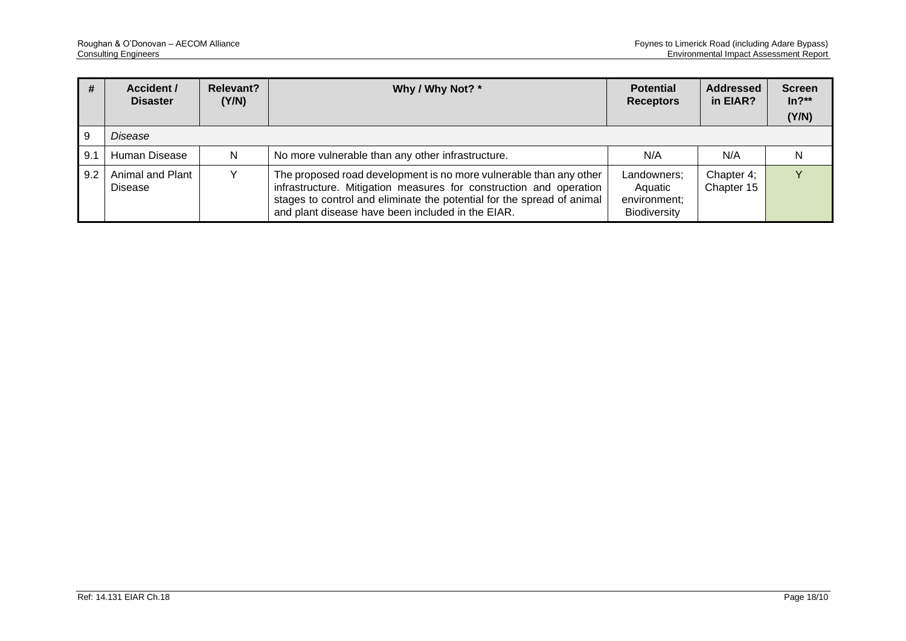| # | Accident / Disaster | Relevant? (Y/N) | Why / Why Not? * | Potential Receptors | Addressed in EIAR? | Screen In?** (Y/N) |
|---|---|---|---|---|---|---|
| 9 | *Disease* | | | | | |
| 9.1 | Human Disease | N | No more vulnerable than any other infrastructure. | N/A | N/A | N |
| 9.2 | Animal and Plant Disease | Y | The proposed road development is no more vulnerable than any other infrastructure. Mitigation measures for construction and operation stages to control and eliminate the potential for the spread of animal and plant disease have been included in the EIAR. | Landowners; Aquatic environment; Biodiversity | Chapter 4; Chapter 15 | Y |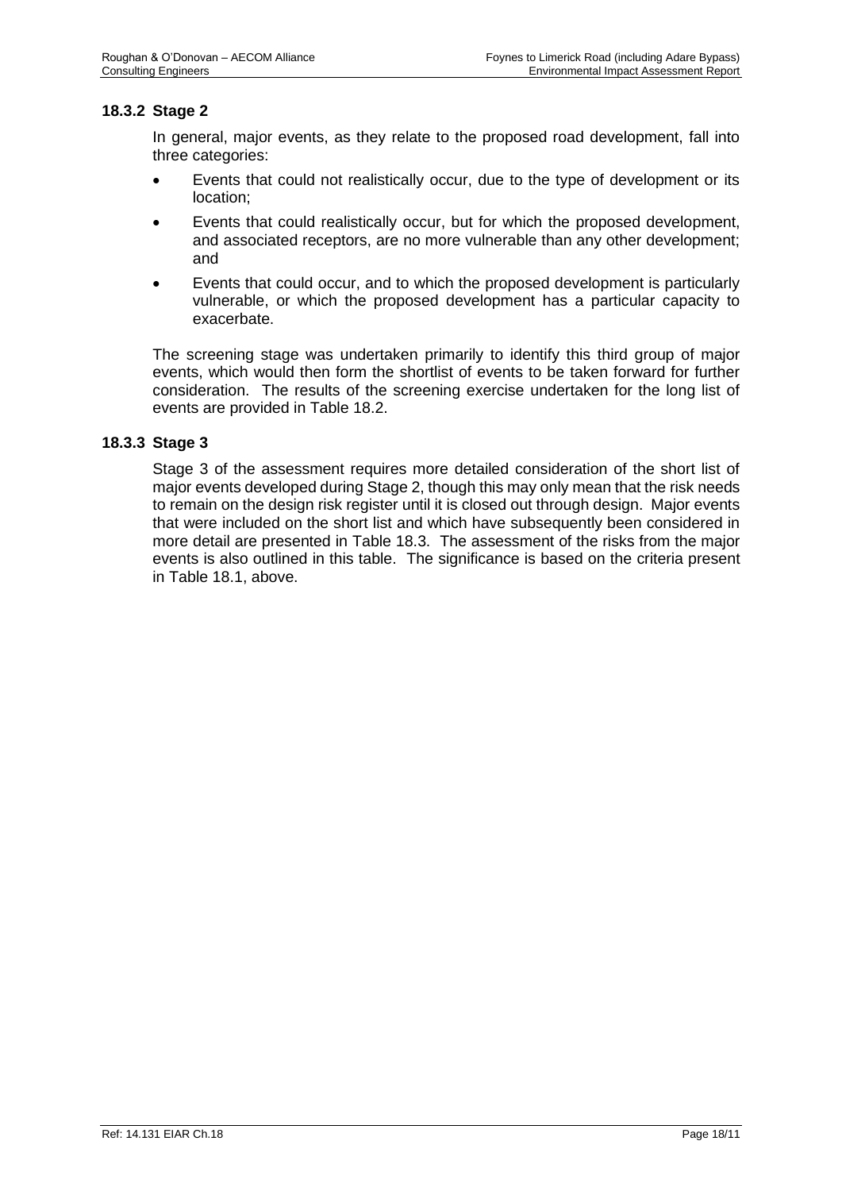### 18.3.2 Stage 2

In general, major events, as they relate to the proposed road development, fall into three categories:

- Events that could not realistically occur, due to the type of development or its location;
- Events that could realistically occur, but for which the proposed development, and associated receptors, are no more vulnerable than any other development; and
- Events that could occur, and to which the proposed development is particularly vulnerable, or which the proposed development has a particular capacity to exacerbate.

The screening stage was undertaken primarily to identify this third group of major events, which would then form the shortlist of events to be taken forward for further consideration. The results of the screening exercise undertaken for the long list of events are provided in Table 18.2.

### 18.3.3 Stage 3

Stage 3 of the assessment requires more detailed consideration of the short list of major events developed during Stage 2, though this may only mean that the risk needs to remain on the design risk register until it is closed out through design. Major events that were included on the short list and which have subsequently been considered in more detail are presented in Table 18.3. The assessment of the risks from the major events is also outlined in this table. The significance is based on the criteria present in Table 18.1, above.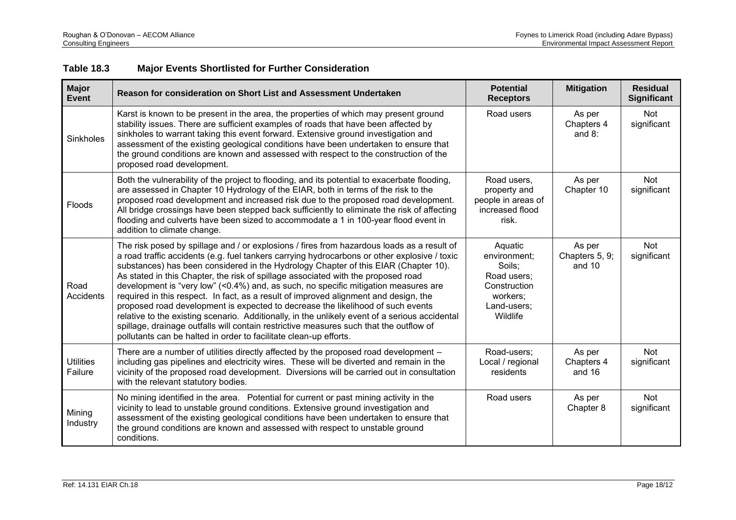**Table 18.3 Major Events Shortlisted for Further Consideration**

| Major Event | Reason for consideration on Short List and Assessment Undertaken | Potential Receptors | Mitigation | Residual Significant |
|---|---|---|---|---|
| Sinkholes | Karst is known to be present in the area, the properties of which may present ground stability issues. There are sufficient examples of roads that have been affected by sinkholes to warrant taking this event forward. Extensive ground investigation and assessment of the existing geological conditions have been undertaken to ensure that the ground conditions are known and assessed with respect to the construction of the proposed road development. | Road users | As per Chapters 4 and 8: | Not significant |
| Floods | Both the vulnerability of the project to flooding, and its potential to exacerbate flooding, are assessed in Chapter 10 Hydrology of the EIAR, both in terms of the risk to the proposed road development and increased risk due to the proposed road development. All bridge crossings have been stepped back sufficiently to eliminate the risk of affecting flooding and culverts have been sized to accommodate a 1 in 100-year flood event in addition to climate change. | Road users, property and people in areas of increased flood risk. | As per Chapter 10 | Not significant |
| Road Accidents | The risk posed by spillage and / or explosions / fires from hazardous loads as a result of a road traffic accidents (e.g. fuel tankers carrying hydrocarbons or other explosive / toxic substances) has been considered in the Hydrology Chapter of this EIAR (Chapter 10). As stated in this Chapter, the risk of spillage associated with the proposed road development is "very low" (<0.4%) and, as such, no specific mitigation measures are required in this respect. In fact, as a result of improved alignment and design, the proposed road development is expected to decrease the likelihood of such events relative to the existing scenario. Additionally, in the unlikely event of a serious accidental spillage, drainage outfalls will contain restrictive measures such that the outflow of pollutants can be halted in order to facilitate clean-up efforts. | Aquatic environment; Soils; Road users; Construction workers; Land-users; Wildlife | As per Chapters 5, 9; and 10 | Not significant |
| Utilities Failure | There are a number of utilities directly affected by the proposed road development – including gas pipelines and electricity wires. These will be diverted and remain in the vicinity of the proposed road development. Diversions will be carried out in consultation with the relevant statutory bodies. | Road-users; Local / regional residents | As per Chapters 4 and 16 | Not significant |
| Mining Industry | No mining identified in the area. Potential for current or past mining activity in the vicinity to lead to unstable ground conditions. Extensive ground investigation and assessment of the existing geological conditions have been undertaken to ensure that the ground conditions are known and assessed with respect to unstable ground conditions. | Road users | As per Chapter 8 | Not significant |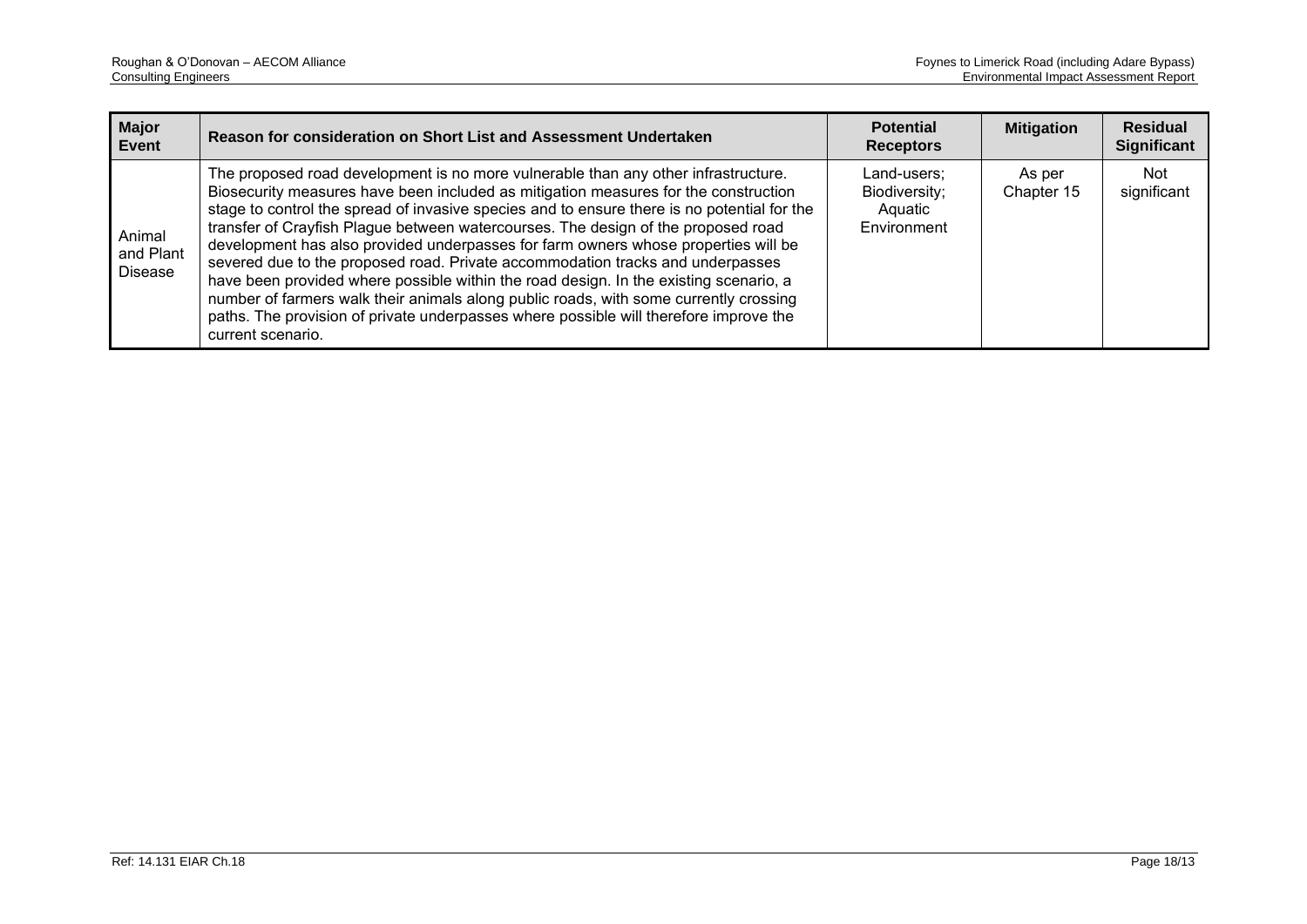| Major Event | Reason for consideration on Short List and Assessment Undertaken | Potential Receptors | Mitigation | Residual Significant |
|---|---|---|---|---|
| Animal and Plant Disease | The proposed road development is no more vulnerable than any other infrastructure. Biosecurity measures have been included as mitigation measures for the construction stage to control the spread of invasive species and to ensure there is no potential for the transfer of Crayfish Plague between watercourses. The design of the proposed road development has also provided underpasses for farm owners whose properties will be severed due to the proposed road. Private accommodation tracks and underpasses have been provided where possible within the road design. In the existing scenario, a number of farmers walk their animals along public roads, with some currently crossing paths. The provision of private underpasses where possible will therefore improve the current scenario. | Land-users; Biodiversity; Aquatic Environment | As per Chapter 15 | Not significant |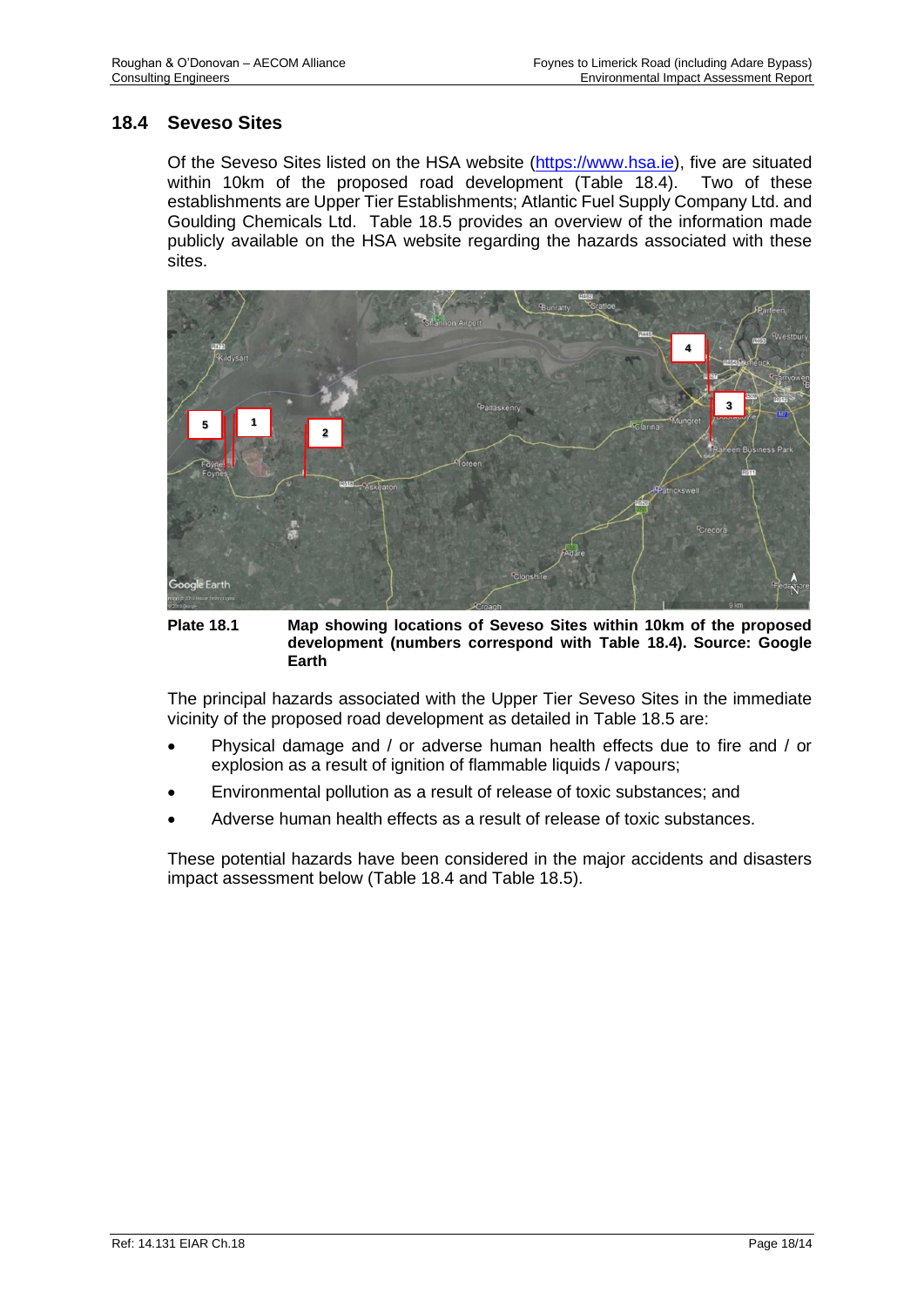## 18.4 Seveso Sites

Of the Seveso Sites listed on the HSA website (https://www.hsa.ie), five are situated within 10km of the proposed road development (Table 18.4). Two of these establishments are Upper Tier Establishments; Atlantic Fuel Supply Company Ltd. and Goulding Chemicals Ltd. Table 18.5 provides an overview of the information made publicly available on the HSA website regarding the hazards associated with these sites.

**Plate 18.1** **Map showing locations of Seveso Sites within 10km of the proposed development (numbers correspond with Table 18.4). Source: Google Earth**

The principal hazards associated with the Upper Tier Seveso Sites in the immediate vicinity of the proposed road development as detailed in Table 18.5 are:

- Physical damage and / or adverse human health effects due to fire and / or explosion as a result of ignition of flammable liquids / vapours;
- Environmental pollution as a result of release of toxic substances; and
- Adverse human health effects as a result of release of toxic substances.

These potential hazards have been considered in the major accidents and disasters impact assessment below (Table 18.4 and Table 18.5).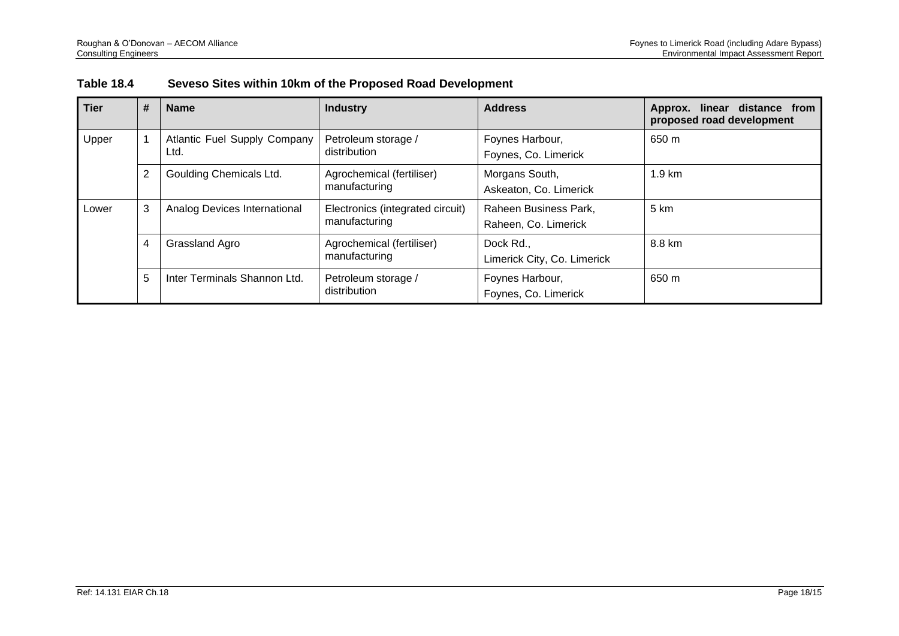**Table 18.4 Seveso Sites within 10km of the Proposed Road Development**

| Tier | # | Name | Industry | Address | Approx. linear distance from proposed road development |
|---|---|---|---|---|---|
| Upper | 1 | Atlantic Fuel Supply Company Ltd. | Petroleum storage / distribution | Foynes Harbour, Foynes, Co. Limerick | 650 m |
| | 2 | Goulding Chemicals Ltd. | Agrochemical (fertiliser) manufacturing | Morgans South, Askeaton, Co. Limerick | 1.9 km |
| Lower | 3 | Analog Devices International | Electronics (integrated circuit) manufacturing | Raheen Business Park, Raheen, Co. Limerick | 5 km |
| | 4 | Grassland Agro | Agrochemical (fertiliser) manufacturing | Dock Rd., Limerick City, Co. Limerick | 8.8 km |
| | 5 | Inter Terminals Shannon Ltd. | Petroleum storage / distribution | Foynes Harbour, Foynes, Co. Limerick | 650 m |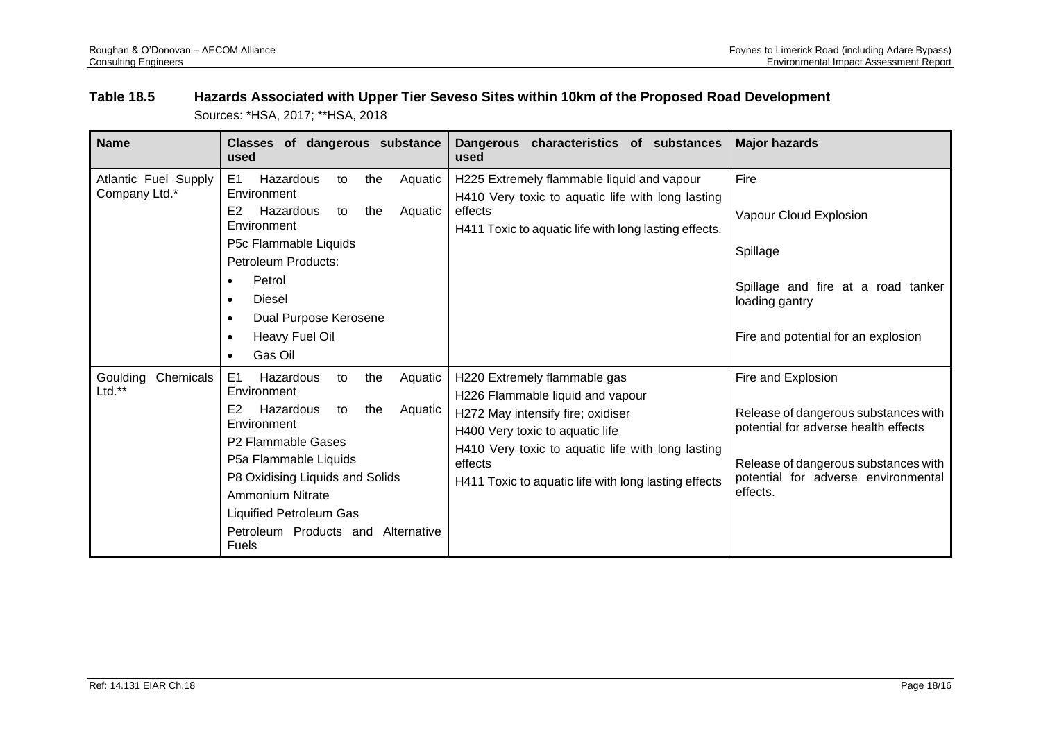**Table 18.5 Hazards Associated with Upper Tier Seveso Sites within 10km of the Proposed Road Development**

Sources: *HSA, 2017; **HSA, 2018

| Name | Classes of dangerous substance used | Dangerous characteristics of substances used | Major hazards |
|---|---|---|---|
| Atlantic Fuel Supply Company Ltd.* | E1 Hazardous to the Aquatic Environment<br>E2 Hazardous to the Aquatic Environment<br>P5c Flammable Liquids<br>Petroleum Products:<br>• Petrol<br>• Diesel<br>• Dual Purpose Kerosene<br>• Heavy Fuel Oil<br>• Gas Oil | H225 Extremely flammable liquid and vapour<br>H410 Very toxic to aquatic life with long lasting effects<br>H411 Toxic to aquatic life with long lasting effects. | Fire<br><br>Vapour Cloud Explosion<br><br>Spillage<br><br>Spillage and fire at a road tanker loading gantry<br><br>Fire and potential for an explosion |
| Goulding Chemicals Ltd.** | E1 Hazardous to the Aquatic Environment<br>E2 Hazardous to the Aquatic Environment<br>P2 Flammable Gases<br>P5a Flammable Liquids<br>P8 Oxidising Liquids and Solids<br>Ammonium Nitrate<br>Liquified Petroleum Gas<br>Petroleum Products and Alternative Fuels | H220 Extremely flammable gas<br>H226 Flammable liquid and vapour<br>H272 May intensify fire; oxidiser<br>H400 Very toxic to aquatic life<br>H410 Very toxic to aquatic life with long lasting effects<br>H411 Toxic to aquatic life with long lasting effects | Fire and Explosion<br><br>Release of dangerous substances with potential for adverse health effects<br><br>Release of dangerous substances with potential for adverse environmental effects. |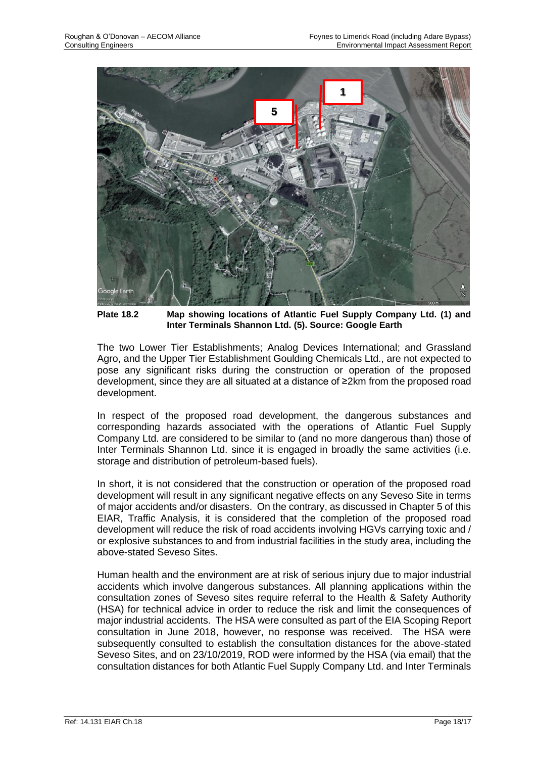**Plate 18.2** **Map showing locations of Atlantic Fuel Supply Company Ltd. (1) and Inter Terminals Shannon Ltd. (5). Source: Google Earth**

The two Lower Tier Establishments; Analog Devices International; and Grassland Agro, and the Upper Tier Establishment Goulding Chemicals Ltd., are not expected to pose any significant risks during the construction or operation of the proposed development, since they are all situated at a distance of ≥2km from the proposed road development.

In respect of the proposed road development, the dangerous substances and corresponding hazards associated with the operations of Atlantic Fuel Supply Company Ltd. are considered to be similar to (and no more dangerous than) those of Inter Terminals Shannon Ltd. since it is engaged in broadly the same activities (i.e. storage and distribution of petroleum-based fuels).

In short, it is not considered that the construction or operation of the proposed road development will result in any significant negative effects on any Seveso Site in terms of major accidents and/or disasters. On the contrary, as discussed in Chapter 5 of this EIAR, Traffic Analysis, it is considered that the completion of the proposed road development will reduce the risk of road accidents involving HGVs carrying toxic and / or explosive substances to and from industrial facilities in the study area, including the above-stated Seveso Sites.

Human health and the environment are at risk of serious injury due to major industrial accidents which involve dangerous substances. All planning applications within the consultation zones of Seveso sites require referral to the Health & Safety Authority (HSA) for technical advice in order to reduce the risk and limit the consequences of major industrial accidents. The HSA were consulted as part of the EIA Scoping Report consultation in June 2018, however, no response was received. The HSA were subsequently consulted to establish the consultation distances for the above-stated Seveso Sites, and on 23/10/2019, ROD were informed by the HSA (via email) that the consultation distances for both Atlantic Fuel Supply Company Ltd. and Inter Terminals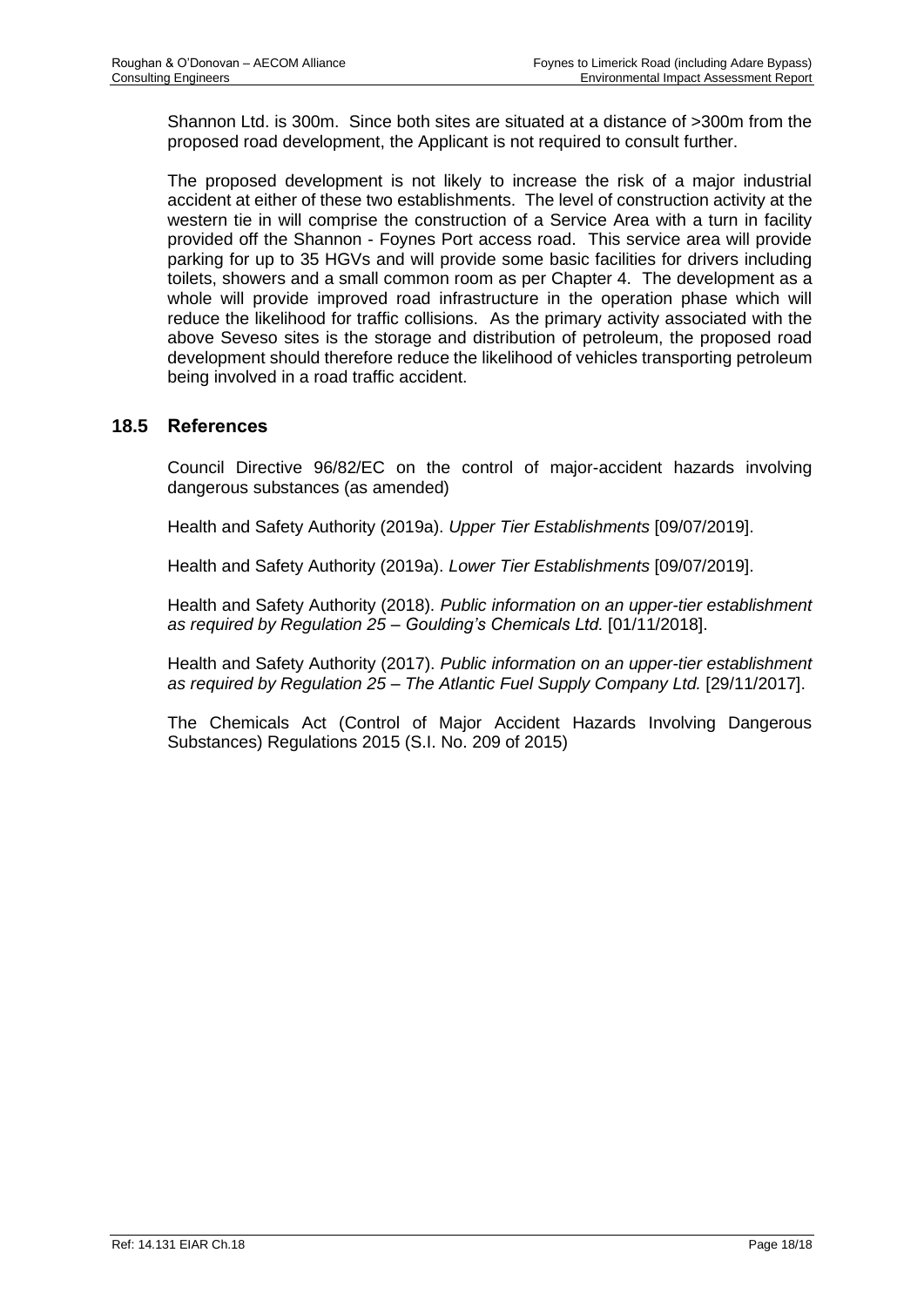Shannon Ltd. is 300m. Since both sites are situated at a distance of >300m from the proposed road development, the Applicant is not required to consult further.

The proposed development is not likely to increase the risk of a major industrial accident at either of these two establishments. The level of construction activity at the western tie in will comprise the construction of a Service Area with a turn in facility provided off the Shannon - Foynes Port access road. This service area will provide parking for up to 35 HGVs and will provide some basic facilities for drivers including toilets, showers and a small common room as per Chapter 4. The development as a whole will provide improved road infrastructure in the operation phase which will reduce the likelihood for traffic collisions. As the primary activity associated with the above Seveso sites is the storage and distribution of petroleum, the proposed road development should therefore reduce the likelihood of vehicles transporting petroleum being involved in a road traffic accident.

## 18.5 References

Council Directive 96/82/EC on the control of major-accident hazards involving dangerous substances (as amended)

Health and Safety Authority (2019a). *Upper Tier Establishments* [09/07/2019].

Health and Safety Authority (2019a). *Lower Tier Establishments* [09/07/2019].

Health and Safety Authority (2018). *Public information on an upper-tier establishment as required by Regulation 25 – Goulding's Chemicals Ltd.* [01/11/2018].

Health and Safety Authority (2017). *Public information on an upper-tier establishment as required by Regulation 25 – The Atlantic Fuel Supply Company Ltd.* [29/11/2017].

The Chemicals Act (Control of Major Accident Hazards Involving Dangerous Substances) Regulations 2015 (S.I. No. 209 of 2015)